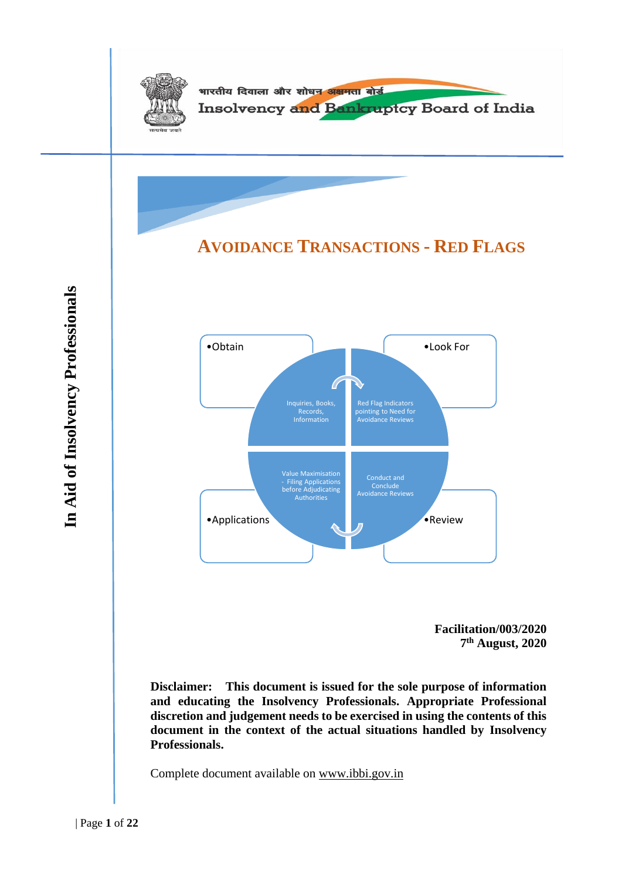भारतीय दिवाला और शोधन अक्षमता बोर्ड

Insolvency and Bankruptcy Board of India

In Aid of Insolvency Professionals

# AVOIDANCE TRANSACTIONS - RED FLAGS

- Obtain
- Look For
- Applications
- Review

Inquiries, Books, Records, Information

Red Flag Indicators pointing to Need for Avoidance Reviews

Value Maximisation - Filing Applications before Adjudicating Authorities

Conduct and Conclude Avoidance Reviews

**Facilitation/003/2020**
**7th August, 2020**

**Disclaimer: This document is issued for the sole purpose of information and educating the Insolvency Professionals. Appropriate Professional discretion and judgement needs to be exercised in using the contents of this document in the context of the actual situations handled by Insolvency Professionals.**

Complete document available on www.ibbi.gov.in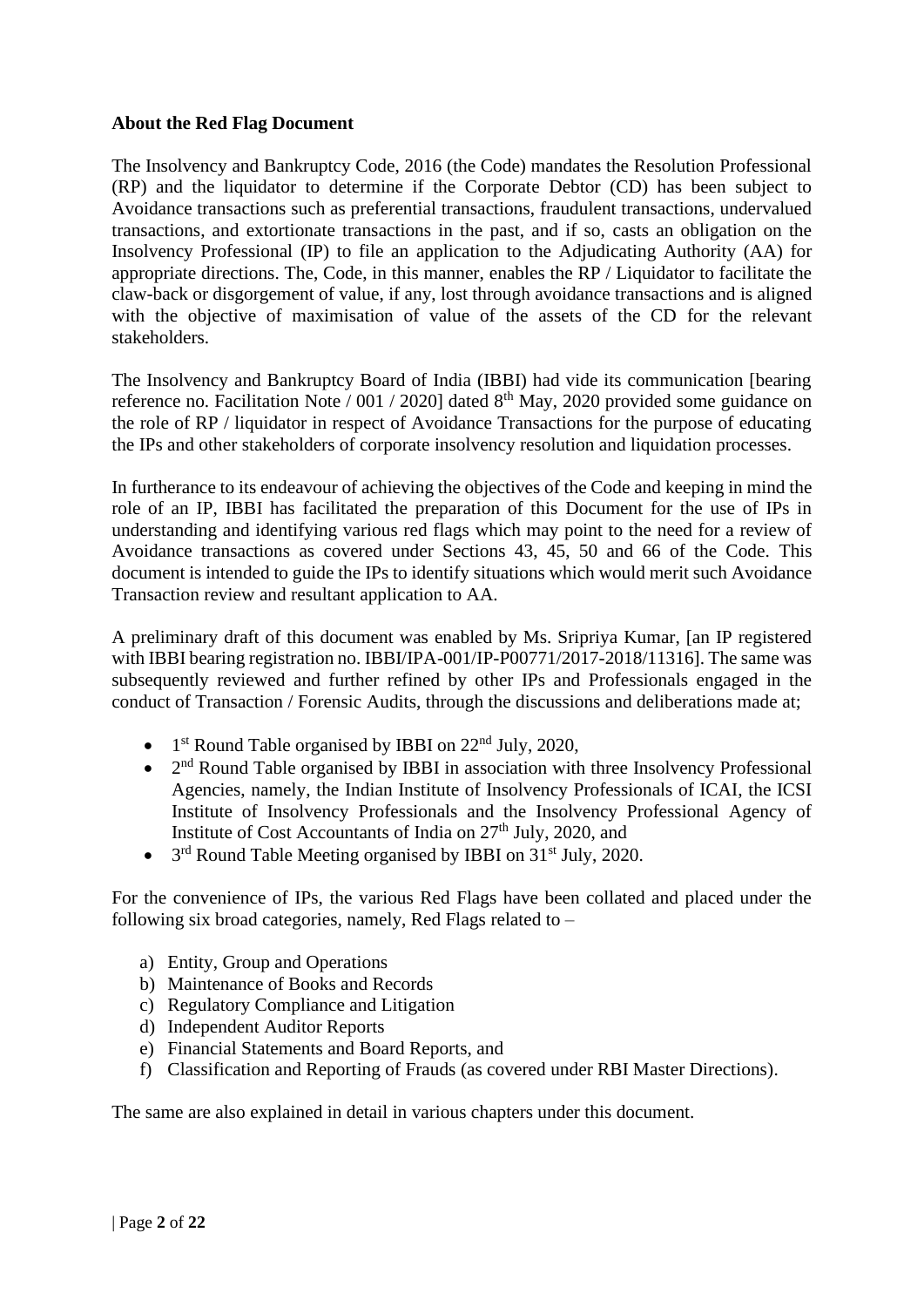**About the Red Flag Document**

The Insolvency and Bankruptcy Code, 2016 (the Code) mandates the Resolution Professional (RP) and the liquidator to determine if the Corporate Debtor (CD) has been subject to Avoidance transactions such as preferential transactions, fraudulent transactions, undervalued transactions, and extortionate transactions in the past, and if so, casts an obligation on the Insolvency Professional (IP) to file an application to the Adjudicating Authority (AA) for appropriate directions. The, Code, in this manner, enables the RP / Liquidator to facilitate the claw-back or disgorgement of value, if any, lost through avoidance transactions and is aligned with the objective of maximisation of value of the assets of the CD for the relevant stakeholders.

The Insolvency and Bankruptcy Board of India (IBBI) had vide its communication [bearing reference no. Facilitation Note / 001 / 2020] dated 8th May, 2020 provided some guidance on the role of RP / liquidator in respect of Avoidance Transactions for the purpose of educating the IPs and other stakeholders of corporate insolvency resolution and liquidation processes.

In furtherance to its endeavour of achieving the objectives of the Code and keeping in mind the role of an IP, IBBI has facilitated the preparation of this Document for the use of IPs in understanding and identifying various red flags which may point to the need for a review of Avoidance transactions as covered under Sections 43, 45, 50 and 66 of the Code. This document is intended to guide the IPs to identify situations which would merit such Avoidance Transaction review and resultant application to AA.

A preliminary draft of this document was enabled by Ms. Sripriya Kumar, [an IP registered with IBBI bearing registration no. IBBI/IPA-001/IP-P00771/2017-2018/11316]. The same was subsequently reviewed and further refined by other IPs and Professionals engaged in the conduct of Transaction / Forensic Audits, through the discussions and deliberations made at;

- 1st Round Table organised by IBBI on 22nd July, 2020,
- 2nd Round Table organised by IBBI in association with three Insolvency Professional Agencies, namely, the Indian Institute of Insolvency Professionals of ICAI, the ICSI Institute of Insolvency Professionals and the Insolvency Professional Agency of Institute of Cost Accountants of India on 27th July, 2020, and
- 3rd Round Table Meeting organised by IBBI on 31st July, 2020.

For the convenience of IPs, the various Red Flags have been collated and placed under the following six broad categories, namely, Red Flags related to –

a) Entity, Group and Operations
b) Maintenance of Books and Records
c) Regulatory Compliance and Litigation
d) Independent Auditor Reports
e) Financial Statements and Board Reports, and
f) Classification and Reporting of Frauds (as covered under RBI Master Directions).

The same are also explained in detail in various chapters under this document.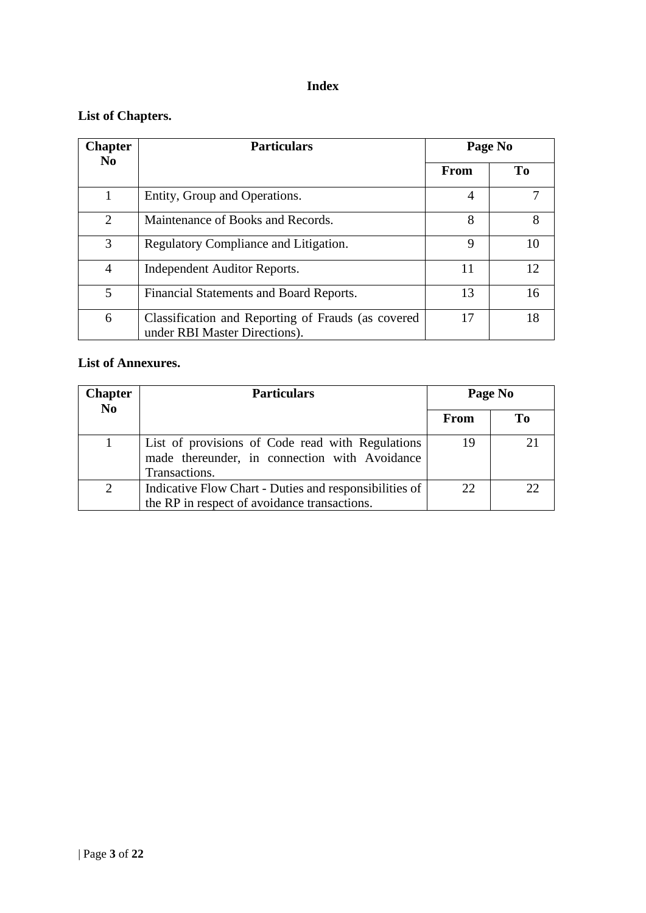# Index

## List of Chapters.

| Chapter No | Particulars | Page No | |
|---|---|---|---|
| | | From | To |
| 1 | Entity, Group and Operations. | 4 | 7 |
| 2 | Maintenance of Books and Records. | 8 | 8 |
| 3 | Regulatory Compliance and Litigation. | 9 | 10 |
| 4 | Independent Auditor Reports. | 11 | 12 |
| 5 | Financial Statements and Board Reports. | 13 | 16 |
| 6 | Classification and Reporting of Frauds (as covered under RBI Master Directions). | 17 | 18 |

## List of Annexures.

| Chapter No | Particulars | Page No | |
|---|---|---|---|
| | | From | To |
| 1 | List of provisions of Code read with Regulations made thereunder, in connection with Avoidance Transactions. | 19 | 21 |
| 2 | Indicative Flow Chart - Duties and responsibilities of the RP in respect of avoidance transactions. | 22 | 22 |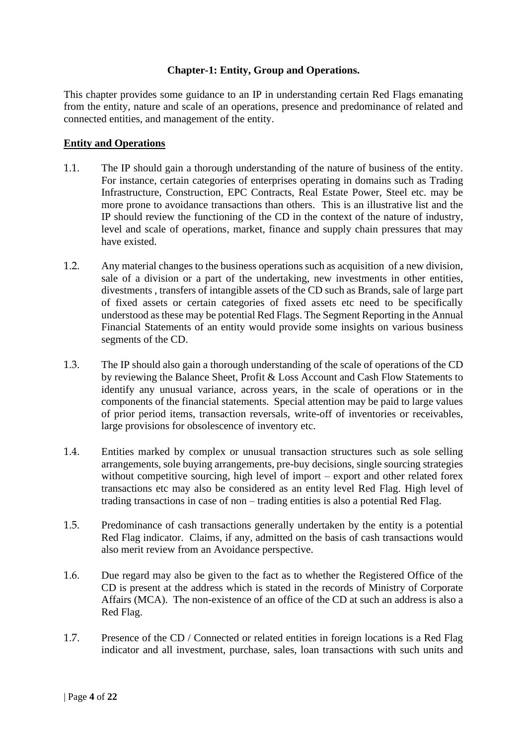## Chapter-1: Entity, Group and Operations.

This chapter provides some guidance to an IP in understanding certain Red Flags emanating from the entity, nature and scale of an operations, presence and predominance of related and connected entities, and management of the entity.

**Entity and Operations**

1.1. The IP should gain a thorough understanding of the nature of business of the entity. For instance, certain categories of enterprises operating in domains such as Trading Infrastructure, Construction, EPC Contracts, Real Estate Power, Steel etc. may be more prone to avoidance transactions than others. This is an illustrative list and the IP should review the functioning of the CD in the context of the nature of industry, level and scale of operations, market, finance and supply chain pressures that may have existed.

1.2. Any material changes to the business operations such as acquisition of a new division, sale of a division or a part of the undertaking, new investments in other entities, divestments , transfers of intangible assets of the CD such as Brands, sale of large part of fixed assets or certain categories of fixed assets etc need to be specifically understood as these may be potential Red Flags. The Segment Reporting in the Annual Financial Statements of an entity would provide some insights on various business segments of the CD.

1.3. The IP should also gain a thorough understanding of the scale of operations of the CD by reviewing the Balance Sheet, Profit & Loss Account and Cash Flow Statements to identify any unusual variance, across years, in the scale of operations or in the components of the financial statements. Special attention may be paid to large values of prior period items, transaction reversals, write-off of inventories or receivables, large provisions for obsolescence of inventory etc.

1.4. Entities marked by complex or unusual transaction structures such as sole selling arrangements, sole buying arrangements, pre-buy decisions, single sourcing strategies without competitive sourcing, high level of import – export and other related forex transactions etc may also be considered as an entity level Red Flag. High level of trading transactions in case of non – trading entities is also a potential Red Flag.

1.5. Predominance of cash transactions generally undertaken by the entity is a potential Red Flag indicator. Claims, if any, admitted on the basis of cash transactions would also merit review from an Avoidance perspective.

1.6. Due regard may also be given to the fact as to whether the Registered Office of the CD is present at the address which is stated in the records of Ministry of Corporate Affairs (MCA). The non-existence of an office of the CD at such an address is also a Red Flag.

1.7. Presence of the CD / Connected or related entities in foreign locations is a Red Flag indicator and all investment, purchase, sales, loan transactions with such units and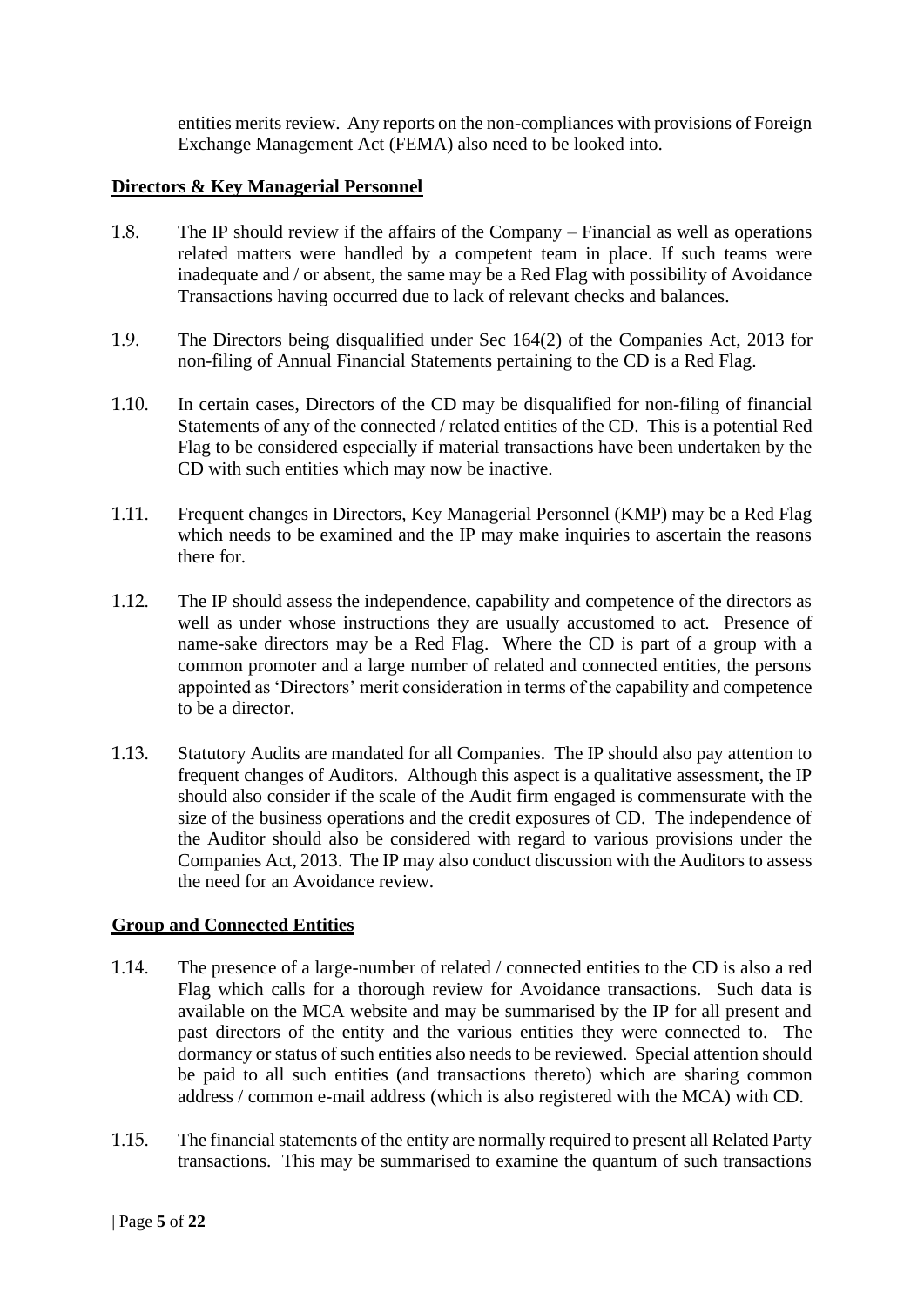entities merits review. Any reports on the non-compliances with provisions of Foreign Exchange Management Act (FEMA) also need to be looked into.

**Directors & Key Managerial Personnel**

1.8. The IP should review if the affairs of the Company – Financial as well as operations related matters were handled by a competent team in place. If such teams were inadequate and / or absent, the same may be a Red Flag with possibility of Avoidance Transactions having occurred due to lack of relevant checks and balances.

1.9. The Directors being disqualified under Sec 164(2) of the Companies Act, 2013 for non-filing of Annual Financial Statements pertaining to the CD is a Red Flag.

1.10. In certain cases, Directors of the CD may be disqualified for non-filing of financial Statements of any of the connected / related entities of the CD. This is a potential Red Flag to be considered especially if material transactions have been undertaken by the CD with such entities which may now be inactive.

1.11. Frequent changes in Directors, Key Managerial Personnel (KMP) may be a Red Flag which needs to be examined and the IP may make inquiries to ascertain the reasons there for.

1.12. The IP should assess the independence, capability and competence of the directors as well as under whose instructions they are usually accustomed to act. Presence of name-sake directors may be a Red Flag. Where the CD is part of a group with a common promoter and a large number of related and connected entities, the persons appointed as 'Directors' merit consideration in terms of the capability and competence to be a director.

1.13. Statutory Audits are mandated for all Companies. The IP should also pay attention to frequent changes of Auditors. Although this aspect is a qualitative assessment, the IP should also consider if the scale of the Audit firm engaged is commensurate with the size of the business operations and the credit exposures of CD. The independence of the Auditor should also be considered with regard to various provisions under the Companies Act, 2013. The IP may also conduct discussion with the Auditors to assess the need for an Avoidance review.

**Group and Connected Entities**

1.14. The presence of a large-number of related / connected entities to the CD is also a red Flag which calls for a thorough review for Avoidance transactions. Such data is available on the MCA website and may be summarised by the IP for all present and past directors of the entity and the various entities they were connected to. The dormancy or status of such entities also needs to be reviewed. Special attention should be paid to all such entities (and transactions thereto) which are sharing common address / common e-mail address (which is also registered with the MCA) with CD.

1.15. The financial statements of the entity are normally required to present all Related Party transactions. This may be summarised to examine the quantum of such transactions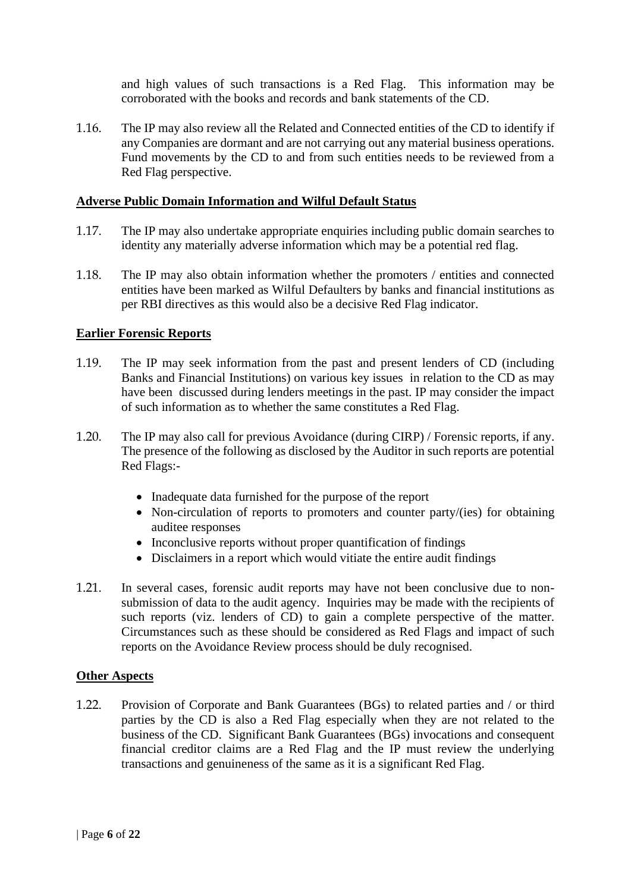and high values of such transactions is a Red Flag. This information may be corroborated with the books and records and bank statements of the CD.

1.16. The IP may also review all the Related and Connected entities of the CD to identify if any Companies are dormant and are not carrying out any material business operations. Fund movements by the CD to and from such entities needs to be reviewed from a Red Flag perspective.

**Adverse Public Domain Information and Wilful Default Status**

1.17. The IP may also undertake appropriate enquiries including public domain searches to identity any materially adverse information which may be a potential red flag.

1.18. The IP may also obtain information whether the promoters / entities and connected entities have been marked as Wilful Defaulters by banks and financial institutions as per RBI directives as this would also be a decisive Red Flag indicator.

**Earlier Forensic Reports**

1.19. The IP may seek information from the past and present lenders of CD (including Banks and Financial Institutions) on various key issues in relation to the CD as may have been discussed during lenders meetings in the past. IP may consider the impact of such information as to whether the same constitutes a Red Flag.

1.20. The IP may also call for previous Avoidance (during CIRP) / Forensic reports, if any. The presence of the following as disclosed by the Auditor in such reports are potential Red Flags:-

- Inadequate data furnished for the purpose of the report
- Non-circulation of reports to promoters and counter party/(ies) for obtaining auditee responses
- Inconclusive reports without proper quantification of findings
- Disclaimers in a report which would vitiate the entire audit findings

1.21. In several cases, forensic audit reports may have not been conclusive due to non-submission of data to the audit agency. Inquiries may be made with the recipients of such reports (viz. lenders of CD) to gain a complete perspective of the matter. Circumstances such as these should be considered as Red Flags and impact of such reports on the Avoidance Review process should be duly recognised.

**Other Aspects**

1.22. Provision of Corporate and Bank Guarantees (BGs) to related parties and / or third parties by the CD is also a Red Flag especially when they are not related to the business of the CD. Significant Bank Guarantees (BGs) invocations and consequent financial creditor claims are a Red Flag and the IP must review the underlying transactions and genuineness of the same as it is a significant Red Flag.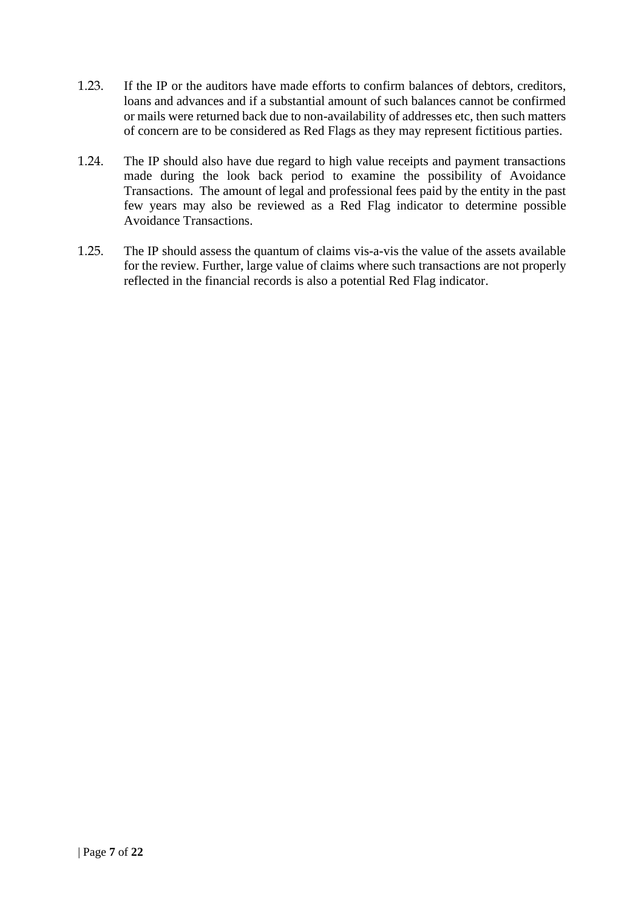1.23. If the IP or the auditors have made efforts to confirm balances of debtors, creditors, loans and advances and if a substantial amount of such balances cannot be confirmed or mails were returned back due to non-availability of addresses etc, then such matters of concern are to be considered as Red Flags as they may represent fictitious parties.

1.24. The IP should also have due regard to high value receipts and payment transactions made during the look back period to examine the possibility of Avoidance Transactions. The amount of legal and professional fees paid by the entity in the past few years may also be reviewed as a Red Flag indicator to determine possible Avoidance Transactions.

1.25. The IP should assess the quantum of claims vis-a-vis the value of the assets available for the review. Further, large value of claims where such transactions are not properly reflected in the financial records is also a potential Red Flag indicator.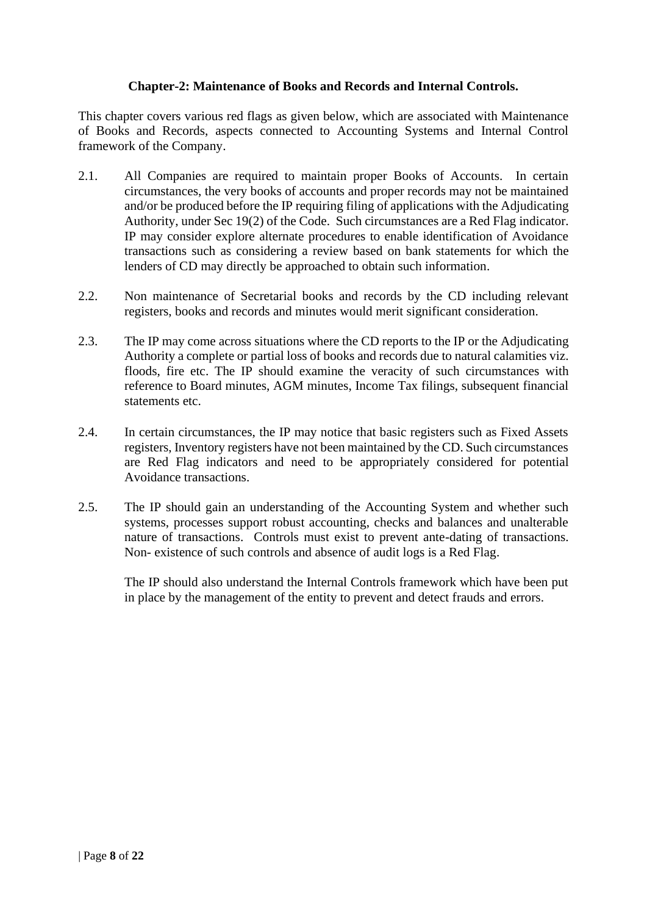## Chapter-2: Maintenance of Books and Records and Internal Controls.

This chapter covers various red flags as given below, which are associated with Maintenance of Books and Records, aspects connected to Accounting Systems and Internal Control framework of the Company.

2.1. All Companies are required to maintain proper Books of Accounts. In certain circumstances, the very books of accounts and proper records may not be maintained and/or be produced before the IP requiring filing of applications with the Adjudicating Authority, under Sec 19(2) of the Code. Such circumstances are a Red Flag indicator. IP may consider explore alternate procedures to enable identification of Avoidance transactions such as considering a review based on bank statements for which the lenders of CD may directly be approached to obtain such information.

2.2. Non maintenance of Secretarial books and records by the CD including relevant registers, books and records and minutes would merit significant consideration.

2.3. The IP may come across situations where the CD reports to the IP or the Adjudicating Authority a complete or partial loss of books and records due to natural calamities viz. floods, fire etc. The IP should examine the veracity of such circumstances with reference to Board minutes, AGM minutes, Income Tax filings, subsequent financial statements etc.

2.4. In certain circumstances, the IP may notice that basic registers such as Fixed Assets registers, Inventory registers have not been maintained by the CD. Such circumstances are Red Flag indicators and need to be appropriately considered for potential Avoidance transactions.

2.5. The IP should gain an understanding of the Accounting System and whether such systems, processes support robust accounting, checks and balances and unalterable nature of transactions. Controls must exist to prevent ante-dating of transactions. Non- existence of such controls and absence of audit logs is a Red Flag.

The IP should also understand the Internal Controls framework which have been put in place by the management of the entity to prevent and detect frauds and errors.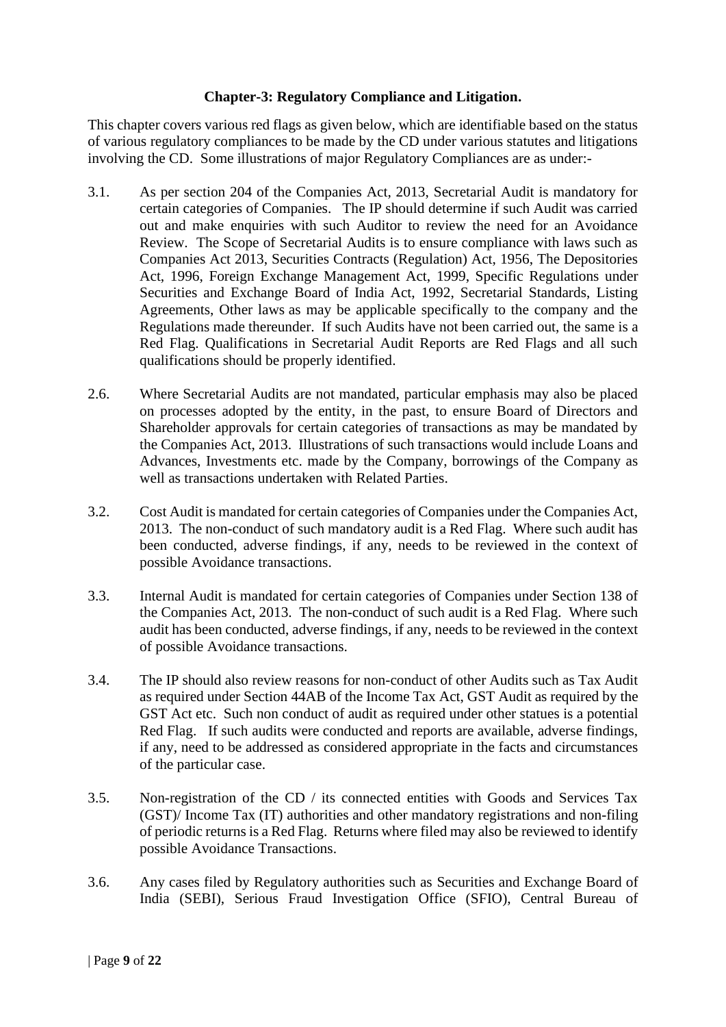**Chapter-3: Regulatory Compliance and Litigation.**

This chapter covers various red flags as given below, which are identifiable based on the status of various regulatory compliances to be made by the CD under various statutes and litigations involving the CD. Some illustrations of major Regulatory Compliances are as under:-

3.1. As per section 204 of the Companies Act, 2013, Secretarial Audit is mandatory for certain categories of Companies. The IP should determine if such Audit was carried out and make enquiries with such Auditor to review the need for an Avoidance Review. The Scope of Secretarial Audits is to ensure compliance with laws such as Companies Act 2013, Securities Contracts (Regulation) Act, 1956, The Depositories Act, 1996, Foreign Exchange Management Act, 1999, Specific Regulations under Securities and Exchange Board of India Act, 1992, Secretarial Standards, Listing Agreements, Other laws as may be applicable specifically to the company and the Regulations made thereunder. If such Audits have not been carried out, the same is a Red Flag. Qualifications in Secretarial Audit Reports are Red Flags and all such qualifications should be properly identified.

2.6. Where Secretarial Audits are not mandated, particular emphasis may also be placed on processes adopted by the entity, in the past, to ensure Board of Directors and Shareholder approvals for certain categories of transactions as may be mandated by the Companies Act, 2013. Illustrations of such transactions would include Loans and Advances, Investments etc. made by the Company, borrowings of the Company as well as transactions undertaken with Related Parties.

3.2. Cost Audit is mandated for certain categories of Companies under the Companies Act, 2013. The non-conduct of such mandatory audit is a Red Flag. Where such audit has been conducted, adverse findings, if any, needs to be reviewed in the context of possible Avoidance transactions.

3.3. Internal Audit is mandated for certain categories of Companies under Section 138 of the Companies Act, 2013. The non-conduct of such audit is a Red Flag. Where such audit has been conducted, adverse findings, if any, needs to be reviewed in the context of possible Avoidance transactions.

3.4. The IP should also review reasons for non-conduct of other Audits such as Tax Audit as required under Section 44AB of the Income Tax Act, GST Audit as required by the GST Act etc. Such non conduct of audit as required under other statues is a potential Red Flag. If such audits were conducted and reports are available, adverse findings, if any, need to be addressed as considered appropriate in the facts and circumstances of the particular case.

3.5. Non-registration of the CD / its connected entities with Goods and Services Tax (GST)/ Income Tax (IT) authorities and other mandatory registrations and non-filing of periodic returns is a Red Flag. Returns where filed may also be reviewed to identify possible Avoidance Transactions.

3.6. Any cases filed by Regulatory authorities such as Securities and Exchange Board of India (SEBI), Serious Fraud Investigation Office (SFIO), Central Bureau of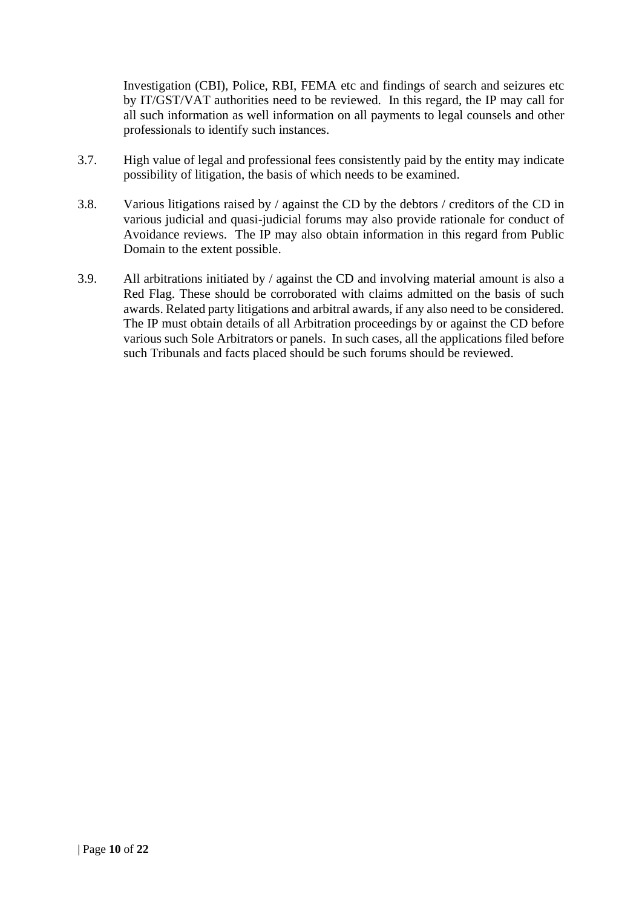Investigation (CBI), Police, RBI, FEMA etc and findings of search and seizures etc by IT/GST/VAT authorities need to be reviewed. In this regard, the IP may call for all such information as well information on all payments to legal counsels and other professionals to identify such instances.

3.7. High value of legal and professional fees consistently paid by the entity may indicate possibility of litigation, the basis of which needs to be examined.

3.8. Various litigations raised by / against the CD by the debtors / creditors of the CD in various judicial and quasi-judicial forums may also provide rationale for conduct of Avoidance reviews. The IP may also obtain information in this regard from Public Domain to the extent possible.

3.9. All arbitrations initiated by / against the CD and involving material amount is also a Red Flag. These should be corroborated with claims admitted on the basis of such awards. Related party litigations and arbitral awards, if any also need to be considered. The IP must obtain details of all Arbitration proceedings by or against the CD before various such Sole Arbitrators or panels. In such cases, all the applications filed before such Tribunals and facts placed should be such forums should be reviewed.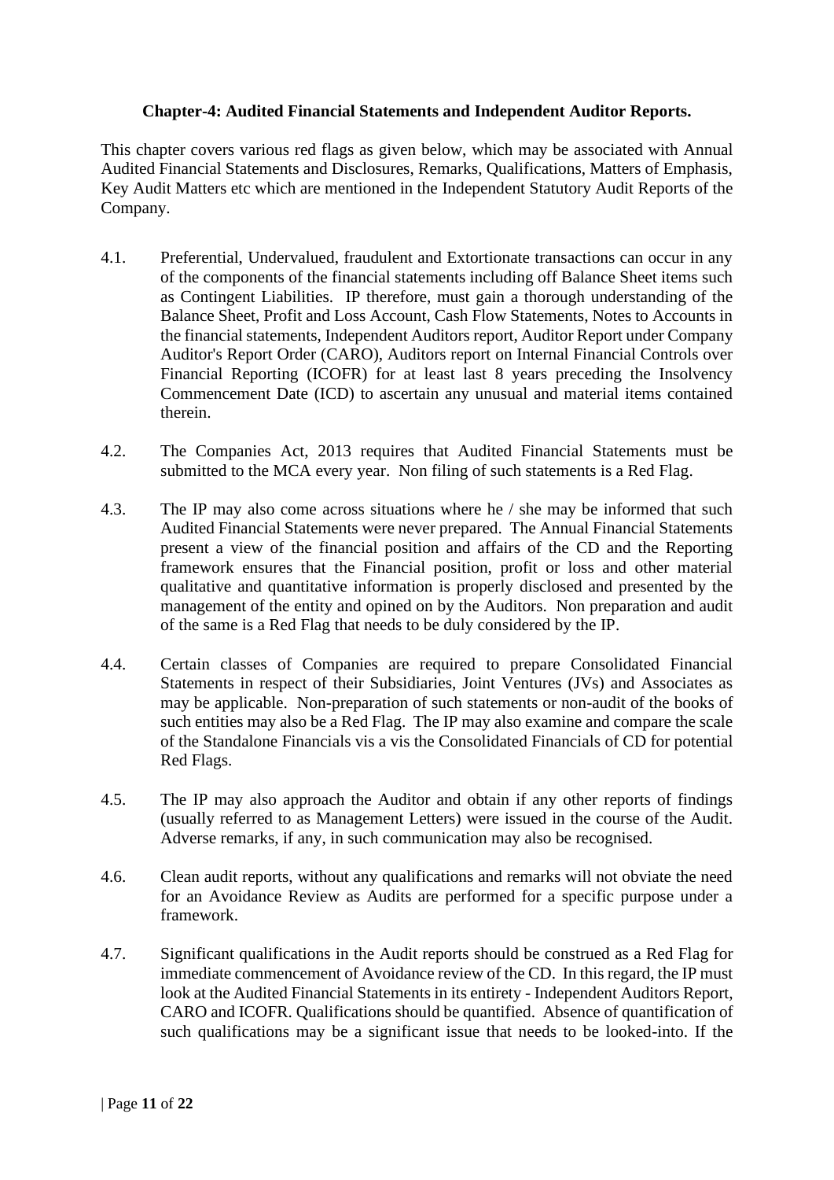**Chapter-4: Audited Financial Statements and Independent Auditor Reports.**

This chapter covers various red flags as given below, which may be associated with Annual Audited Financial Statements and Disclosures, Remarks, Qualifications, Matters of Emphasis, Key Audit Matters etc which are mentioned in the Independent Statutory Audit Reports of the Company.

4.1. Preferential, Undervalued, fraudulent and Extortionate transactions can occur in any of the components of the financial statements including off Balance Sheet items such as Contingent Liabilities. IP therefore, must gain a thorough understanding of the Balance Sheet, Profit and Loss Account, Cash Flow Statements, Notes to Accounts in the financial statements, Independent Auditors report, Auditor Report under Company Auditor's Report Order (CARO), Auditors report on Internal Financial Controls over Financial Reporting (ICOFR) for at least last 8 years preceding the Insolvency Commencement Date (ICD) to ascertain any unusual and material items contained therein.

4.2. The Companies Act, 2013 requires that Audited Financial Statements must be submitted to the MCA every year. Non filing of such statements is a Red Flag.

4.3. The IP may also come across situations where he / she may be informed that such Audited Financial Statements were never prepared. The Annual Financial Statements present a view of the financial position and affairs of the CD and the Reporting framework ensures that the Financial position, profit or loss and other material qualitative and quantitative information is properly disclosed and presented by the management of the entity and opined on by the Auditors. Non preparation and audit of the same is a Red Flag that needs to be duly considered by the IP.

4.4. Certain classes of Companies are required to prepare Consolidated Financial Statements in respect of their Subsidiaries, Joint Ventures (JVs) and Associates as may be applicable. Non-preparation of such statements or non-audit of the books of such entities may also be a Red Flag. The IP may also examine and compare the scale of the Standalone Financials vis a vis the Consolidated Financials of CD for potential Red Flags.

4.5. The IP may also approach the Auditor and obtain if any other reports of findings (usually referred to as Management Letters) were issued in the course of the Audit. Adverse remarks, if any, in such communication may also be recognised.

4.6. Clean audit reports, without any qualifications and remarks will not obviate the need for an Avoidance Review as Audits are performed for a specific purpose under a framework.

4.7. Significant qualifications in the Audit reports should be construed as a Red Flag for immediate commencement of Avoidance review of the CD. In this regard, the IP must look at the Audited Financial Statements in its entirety - Independent Auditors Report, CARO and ICOFR. Qualifications should be quantified. Absence of quantification of such qualifications may be a significant issue that needs to be looked-into. If the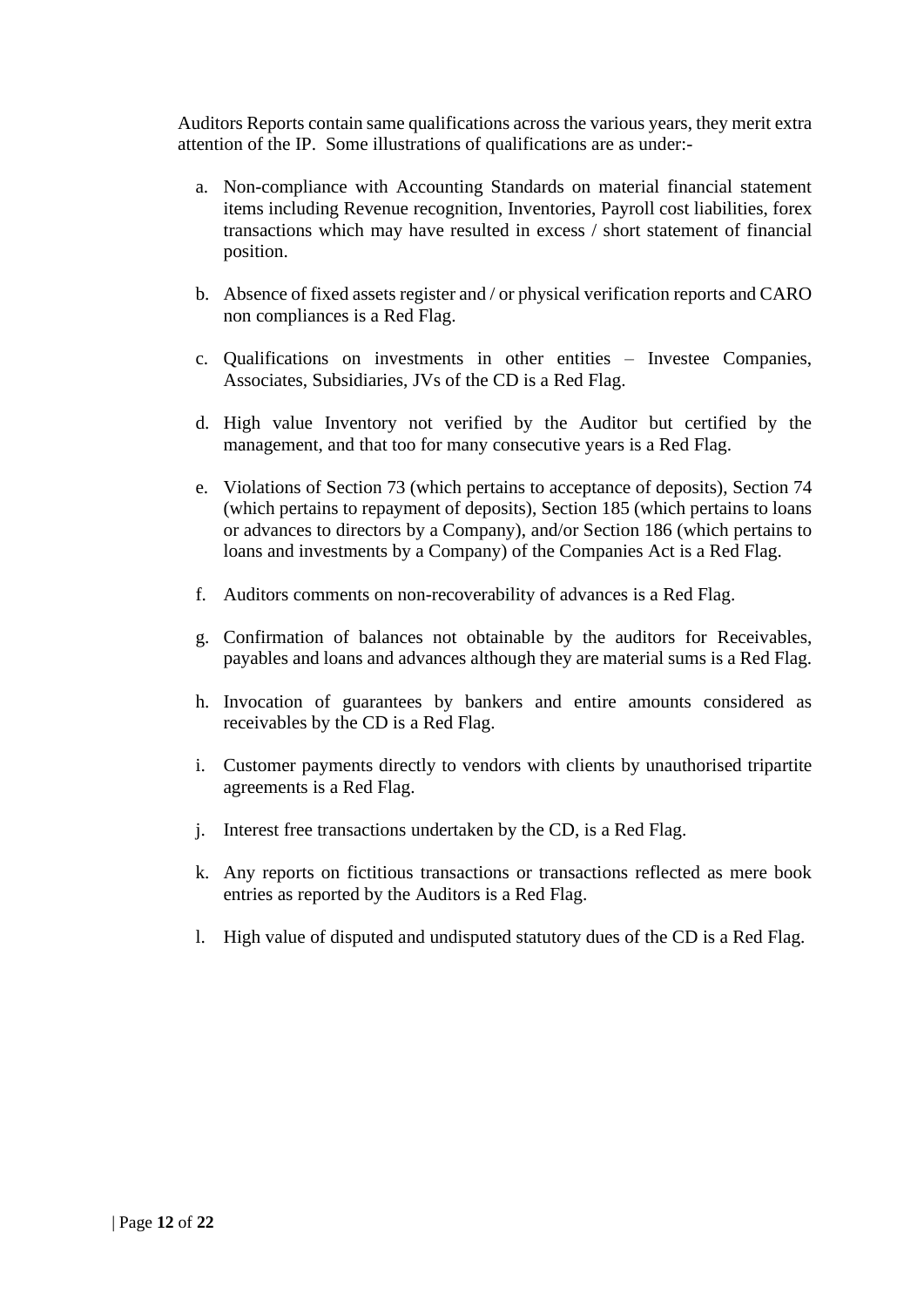Auditors Reports contain same qualifications across the various years, they merit extra attention of the IP. Some illustrations of qualifications are as under:-

a. Non-compliance with Accounting Standards on material financial statement items including Revenue recognition, Inventories, Payroll cost liabilities, forex transactions which may have resulted in excess / short statement of financial position.

b. Absence of fixed assets register and / or physical verification reports and CARO non compliances is a Red Flag.

c. Qualifications on investments in other entities – Investee Companies, Associates, Subsidiaries, JVs of the CD is a Red Flag.

d. High value Inventory not verified by the Auditor but certified by the management, and that too for many consecutive years is a Red Flag.

e. Violations of Section 73 (which pertains to acceptance of deposits), Section 74 (which pertains to repayment of deposits), Section 185 (which pertains to loans or advances to directors by a Company), and/or Section 186 (which pertains to loans and investments by a Company) of the Companies Act is a Red Flag.

f. Auditors comments on non-recoverability of advances is a Red Flag.

g. Confirmation of balances not obtainable by the auditors for Receivables, payables and loans and advances although they are material sums is a Red Flag.

h. Invocation of guarantees by bankers and entire amounts considered as receivables by the CD is a Red Flag.

i. Customer payments directly to vendors with clients by unauthorised tripartite agreements is a Red Flag.

j. Interest free transactions undertaken by the CD, is a Red Flag.

k. Any reports on fictitious transactions or transactions reflected as mere book entries as reported by the Auditors is a Red Flag.

l. High value of disputed and undisputed statutory dues of the CD is a Red Flag.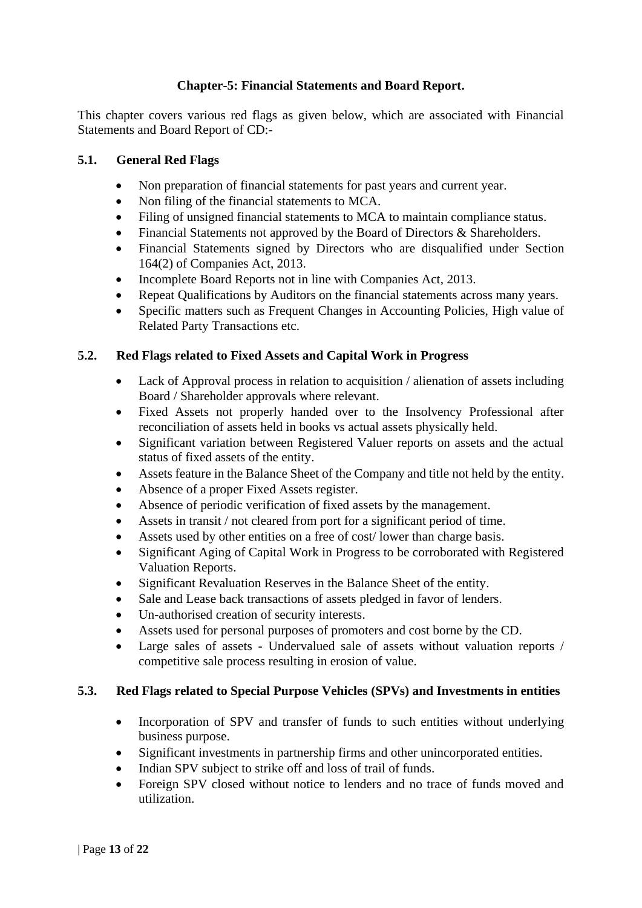## Chapter-5: Financial Statements and Board Report.

This chapter covers various red flags as given below, which are associated with Financial Statements and Board Report of CD:-

### 5.1. General Red Flags

- Non preparation of financial statements for past years and current year.
- Non filing of the financial statements to MCA.
- Filing of unsigned financial statements to MCA to maintain compliance status.
- Financial Statements not approved by the Board of Directors & Shareholders.
- Financial Statements signed by Directors who are disqualified under Section 164(2) of Companies Act, 2013.
- Incomplete Board Reports not in line with Companies Act, 2013.
- Repeat Qualifications by Auditors on the financial statements across many years.
- Specific matters such as Frequent Changes in Accounting Policies, High value of Related Party Transactions etc.

### 5.2. Red Flags related to Fixed Assets and Capital Work in Progress

- Lack of Approval process in relation to acquisition / alienation of assets including Board / Shareholder approvals where relevant.
- Fixed Assets not properly handed over to the Insolvency Professional after reconciliation of assets held in books vs actual assets physically held.
- Significant variation between Registered Valuer reports on assets and the actual status of fixed assets of the entity.
- Assets feature in the Balance Sheet of the Company and title not held by the entity.
- Absence of a proper Fixed Assets register.
- Absence of periodic verification of fixed assets by the management.
- Assets in transit / not cleared from port for a significant period of time.
- Assets used by other entities on a free of cost/ lower than charge basis.
- Significant Aging of Capital Work in Progress to be corroborated with Registered Valuation Reports.
- Significant Revaluation Reserves in the Balance Sheet of the entity.
- Sale and Lease back transactions of assets pledged in favor of lenders.
- Un-authorised creation of security interests.
- Assets used for personal purposes of promoters and cost borne by the CD.
- Large sales of assets - Undervalued sale of assets without valuation reports / competitive sale process resulting in erosion of value.

### 5.3. Red Flags related to Special Purpose Vehicles (SPVs) and Investments in entities

- Incorporation of SPV and transfer of funds to such entities without underlying business purpose.
- Significant investments in partnership firms and other unincorporated entities.
- Indian SPV subject to strike off and loss of trail of funds.
- Foreign SPV closed without notice to lenders and no trace of funds moved and utilization.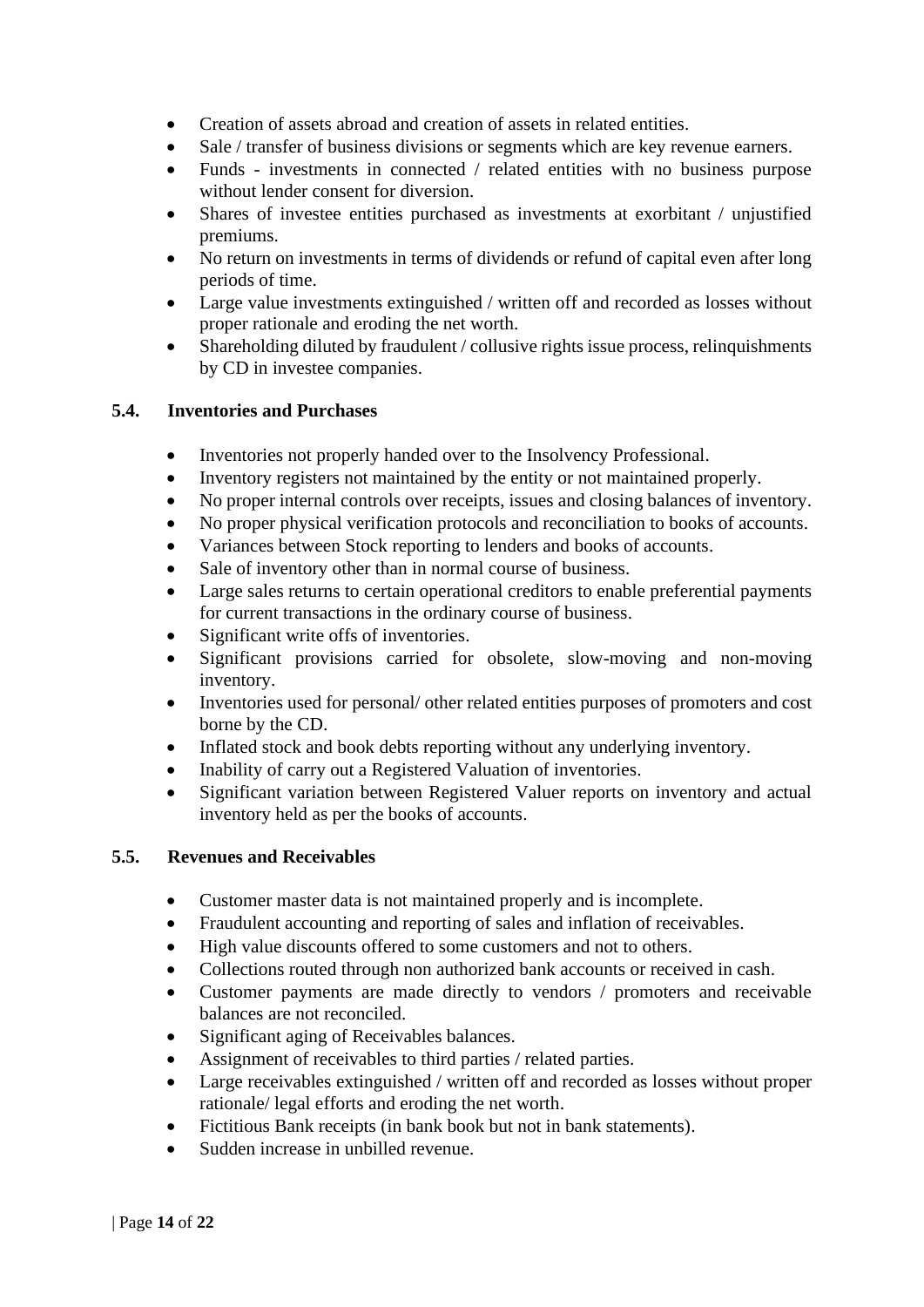- Creation of assets abroad and creation of assets in related entities.
- Sale / transfer of business divisions or segments which are key revenue earners.
- Funds - investments in connected / related entities with no business purpose without lender consent for diversion.
- Shares of investee entities purchased as investments at exorbitant / unjustified premiums.
- No return on investments in terms of dividends or refund of capital even after long periods of time.
- Large value investments extinguished / written off and recorded as losses without proper rationale and eroding the net worth.
- Shareholding diluted by fraudulent / collusive rights issue process, relinquishments by CD in investee companies.

### 5.4. Inventories and Purchases

- Inventories not properly handed over to the Insolvency Professional.
- Inventory registers not maintained by the entity or not maintained properly.
- No proper internal controls over receipts, issues and closing balances of inventory.
- No proper physical verification protocols and reconciliation to books of accounts.
- Variances between Stock reporting to lenders and books of accounts.
- Sale of inventory other than in normal course of business.
- Large sales returns to certain operational creditors to enable preferential payments for current transactions in the ordinary course of business.
- Significant write offs of inventories.
- Significant provisions carried for obsolete, slow-moving and non-moving inventory.
- Inventories used for personal/ other related entities purposes of promoters and cost borne by the CD.
- Inflated stock and book debts reporting without any underlying inventory.
- Inability of carry out a Registered Valuation of inventories.
- Significant variation between Registered Valuer reports on inventory and actual inventory held as per the books of accounts.

### 5.5. Revenues and Receivables

- Customer master data is not maintained properly and is incomplete.
- Fraudulent accounting and reporting of sales and inflation of receivables.
- High value discounts offered to some customers and not to others.
- Collections routed through non authorized bank accounts or received in cash.
- Customer payments are made directly to vendors / promoters and receivable balances are not reconciled.
- Significant aging of Receivables balances.
- Assignment of receivables to third parties / related parties.
- Large receivables extinguished / written off and recorded as losses without proper rationale/ legal efforts and eroding the net worth.
- Fictitious Bank receipts (in bank book but not in bank statements).
- Sudden increase in unbilled revenue.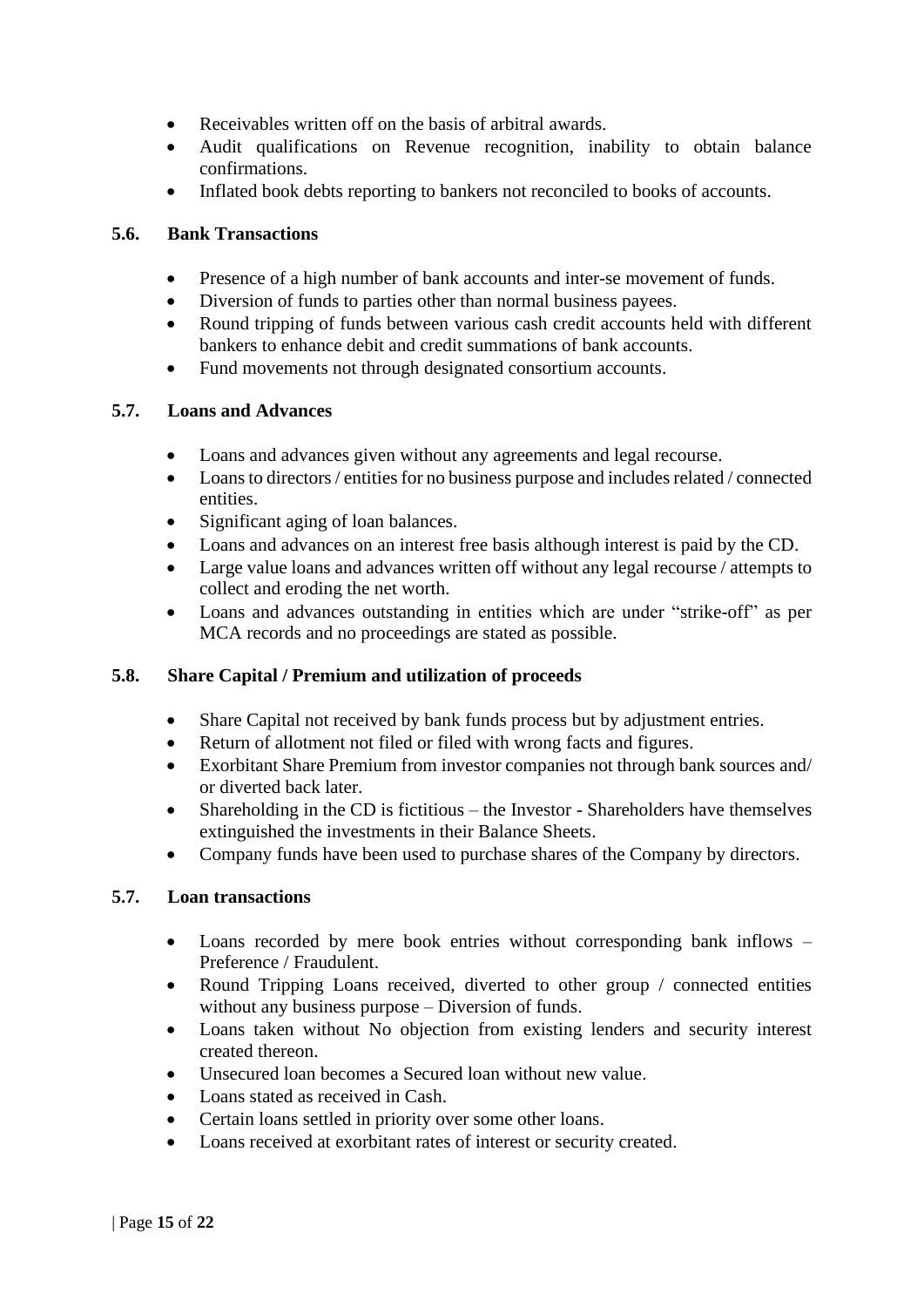- Receivables written off on the basis of arbitral awards.
- Audit qualifications on Revenue recognition, inability to obtain balance confirmations.
- Inflated book debts reporting to bankers not reconciled to books of accounts.

### 5.6. Bank Transactions

- Presence of a high number of bank accounts and inter-se movement of funds.
- Diversion of funds to parties other than normal business payees.
- Round tripping of funds between various cash credit accounts held with different bankers to enhance debit and credit summations of bank accounts.
- Fund movements not through designated consortium accounts.

### 5.7. Loans and Advances

- Loans and advances given without any agreements and legal recourse.
- Loans to directors / entities for no business purpose and includes related / connected entities.
- Significant aging of loan balances.
- Loans and advances on an interest free basis although interest is paid by the CD.
- Large value loans and advances written off without any legal recourse / attempts to collect and eroding the net worth.
- Loans and advances outstanding in entities which are under "strike-off" as per MCA records and no proceedings are stated as possible.

### 5.8. Share Capital / Premium and utilization of proceeds

- Share Capital not received by bank funds process but by adjustment entries.
- Return of allotment not filed or filed with wrong facts and figures.
- Exorbitant Share Premium from investor companies not through bank sources and/ or diverted back later.
- Shareholding in the CD is fictitious – the Investor - Shareholders have themselves extinguished the investments in their Balance Sheets.
- Company funds have been used to purchase shares of the Company by directors.

### 5.7. Loan transactions

- Loans recorded by mere book entries without corresponding bank inflows – Preference / Fraudulent.
- Round Tripping Loans received, diverted to other group / connected entities without any business purpose – Diversion of funds.
- Loans taken without No objection from existing lenders and security interest created thereon.
- Unsecured loan becomes a Secured loan without new value.
- Loans stated as received in Cash.
- Certain loans settled in priority over some other loans.
- Loans received at exorbitant rates of interest or security created.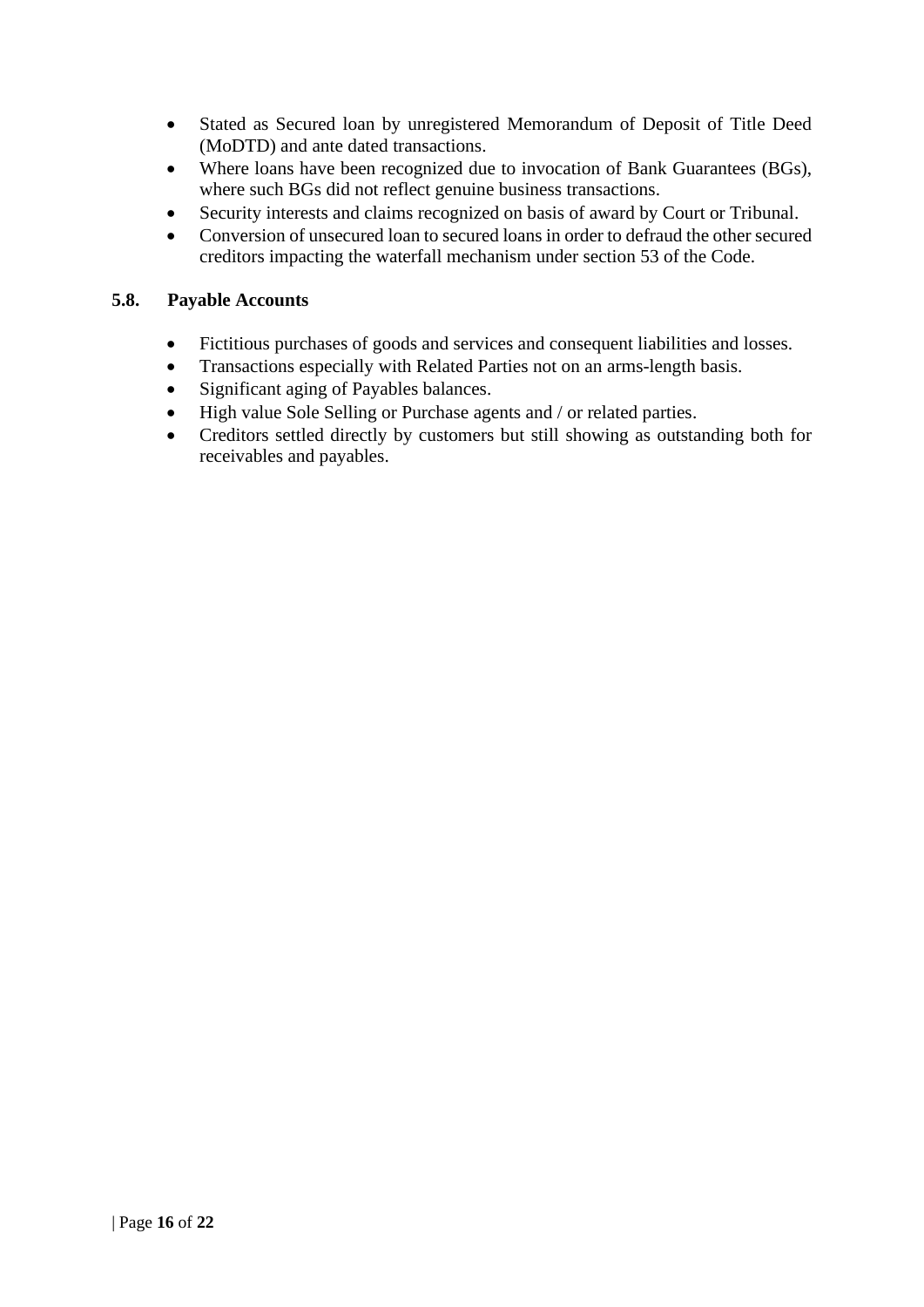- Stated as Secured loan by unregistered Memorandum of Deposit of Title Deed (MoDTD) and ante dated transactions.
- Where loans have been recognized due to invocation of Bank Guarantees (BGs), where such BGs did not reflect genuine business transactions.
- Security interests and claims recognized on basis of award by Court or Tribunal.
- Conversion of unsecured loan to secured loans in order to defraud the other secured creditors impacting the waterfall mechanism under section 53 of the Code.

### 5.8. Payable Accounts

- Fictitious purchases of goods and services and consequent liabilities and losses.
- Transactions especially with Related Parties not on an arms-length basis.
- Significant aging of Payables balances.
- High value Sole Selling or Purchase agents and / or related parties.
- Creditors settled directly by customers but still showing as outstanding both for receivables and payables.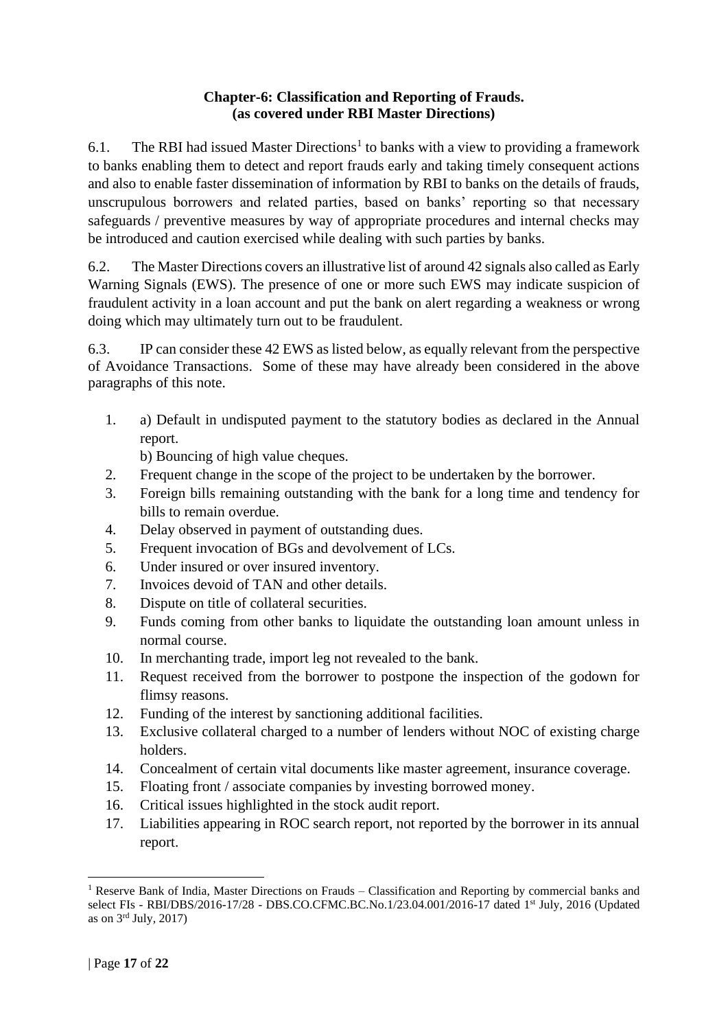## Chapter-6: Classification and Reporting of Frauds. (as covered under RBI Master Directions)

6.1. The RBI had issued Master Directions[1] to banks with a view to providing a framework to banks enabling them to detect and report frauds early and taking timely consequent actions and also to enable faster dissemination of information by RBI to banks on the details of frauds, unscrupulous borrowers and related parties, based on banks' reporting so that necessary safeguards / preventive measures by way of appropriate procedures and internal checks may be introduced and caution exercised while dealing with such parties by banks.

6.2. The Master Directions covers an illustrative list of around 42 signals also called as Early Warning Signals (EWS). The presence of one or more such EWS may indicate suspicion of fraudulent activity in a loan account and put the bank on alert regarding a weakness or wrong doing which may ultimately turn out to be fraudulent.

6.3. IP can consider these 42 EWS as listed below, as equally relevant from the perspective of Avoidance Transactions. Some of these may have already been considered in the above paragraphs of this note.

1. a) Default in undisputed payment to the statutory bodies as declared in the Annual report.
   b) Bouncing of high value cheques.
2. Frequent change in the scope of the project to be undertaken by the borrower.
3. Foreign bills remaining outstanding with the bank for a long time and tendency for bills to remain overdue.
4. Delay observed in payment of outstanding dues.
5. Frequent invocation of BGs and devolvement of LCs.
6. Under insured or over insured inventory.
7. Invoices devoid of TAN and other details.
8. Dispute on title of collateral securities.
9. Funds coming from other banks to liquidate the outstanding loan amount unless in normal course.
10. In merchanting trade, import leg not revealed to the bank.
11. Request received from the borrower to postpone the inspection of the godown for flimsy reasons.
12. Funding of the interest by sanctioning additional facilities.
13. Exclusive collateral charged to a number of lenders without NOC of existing charge holders.
14. Concealment of certain vital documents like master agreement, insurance coverage.
15. Floating front / associate companies by investing borrowed money.
16. Critical issues highlighted in the stock audit report.
17. Liabilities appearing in ROC search report, not reported by the borrower in its annual report.

---

[1] Reserve Bank of India, Master Directions on Frauds – Classification and Reporting by commercial banks and select FIs - RBI/DBS/2016-17/28 - DBS.CO.CFMC.BC.No.1/23.04.001/2016-17 dated 1st July, 2016 (Updated as on 3rd July, 2017)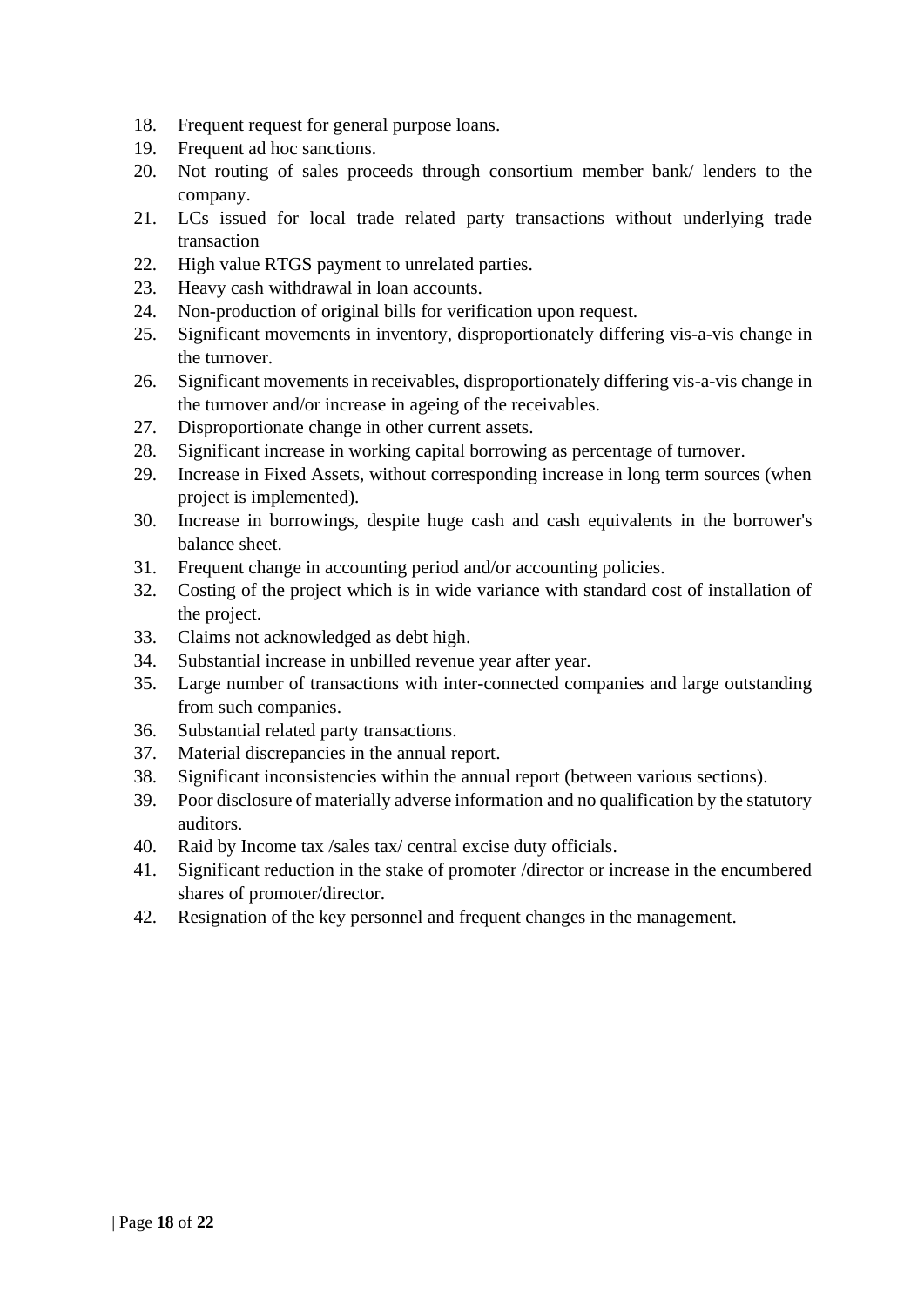18. Frequent request for general purpose loans.
19. Frequent ad hoc sanctions.
20. Not routing of sales proceeds through consortium member bank/ lenders to the company.
21. LCs issued for local trade related party transactions without underlying trade transaction
22. High value RTGS payment to unrelated parties.
23. Heavy cash withdrawal in loan accounts.
24. Non-production of original bills for verification upon request.
25. Significant movements in inventory, disproportionately differing vis-a-vis change in the turnover.
26. Significant movements in receivables, disproportionately differing vis-a-vis change in the turnover and/or increase in ageing of the receivables.
27. Disproportionate change in other current assets.
28. Significant increase in working capital borrowing as percentage of turnover.
29. Increase in Fixed Assets, without corresponding increase in long term sources (when project is implemented).
30. Increase in borrowings, despite huge cash and cash equivalents in the borrower's balance sheet.
31. Frequent change in accounting period and/or accounting policies.
32. Costing of the project which is in wide variance with standard cost of installation of the project.
33. Claims not acknowledged as debt high.
34. Substantial increase in unbilled revenue year after year.
35. Large number of transactions with inter-connected companies and large outstanding from such companies.
36. Substantial related party transactions.
37. Material discrepancies in the annual report.
38. Significant inconsistencies within the annual report (between various sections).
39. Poor disclosure of materially adverse information and no qualification by the statutory auditors.
40. Raid by Income tax /sales tax/ central excise duty officials.
41. Significant reduction in the stake of promoter /director or increase in the encumbered shares of promoter/director.
42. Resignation of the key personnel and frequent changes in the management.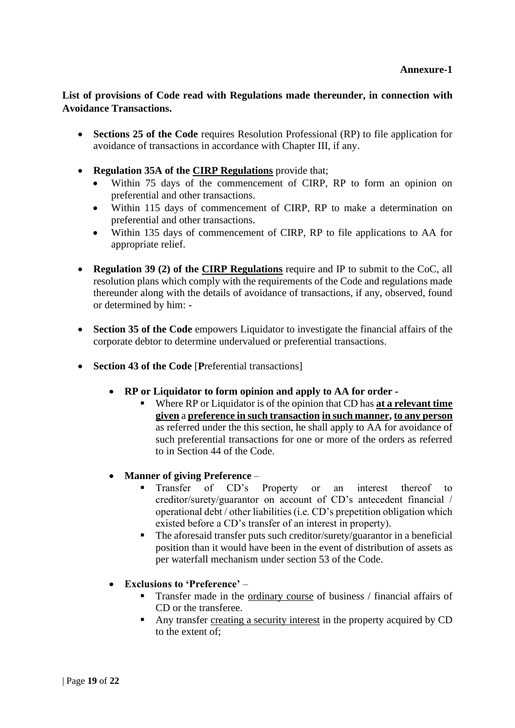**Annexure-1**

**List of provisions of Code read with Regulations made thereunder, in connection with Avoidance Transactions.**

- **Sections 25 of the Code** requires Resolution Professional (RP) to file application for avoidance of transactions in accordance with Chapter III, if any.

- **Regulation 35A of the <u>CIRP Regulations</u>** provide that;
  - Within 75 days of the commencement of CIRP, RP to form an opinion on preferential and other transactions.
  - Within 115 days of commencement of CIRP, RP to make a determination on preferential and other transactions.
  - Within 135 days of commencement of CIRP, RP to file applications to AA for appropriate relief.

- **Regulation 39 (2) of the <u>CIRP Regulations</u>** require and IP to submit to the CoC, all resolution plans which comply with the requirements of the Code and regulations made thereunder along with the details of avoidance of transactions, if any, observed, found or determined by him: -

- **Section 35 of the Code** empowers Liquidator to investigate the financial affairs of the corporate debtor to determine undervalued or preferential transactions.

- **Section 43 of the Code** [**P**referential transactions]

  - **RP or Liquidator to form opinion and apply to AA for order -**
    - Where RP or Liquidator is of the opinion that CD has **<u>at a relevant time given</u>** a **<u>preference in such transaction</u> <u>in such manner</u>, <u>to any person</u>** as referred under the this section, he shall apply to AA for avoidance of such preferential transactions for one or more of the orders as referred to in Section 44 of the Code.

  - **Manner of giving Preference** –
    - Transfer of CD's Property or an interest thereof to creditor/surety/guarantor on account of CD's antecedent financial / operational debt / other liabilities (i.e. CD's prepetition obligation which existed before a CD's transfer of an interest in property).
    - The aforesaid transfer puts such creditor/surety/guarantor in a beneficial position than it would have been in the event of distribution of assets as per waterfall mechanism under section 53 of the Code.

  - **Exclusions to 'Preference'** –
    - Transfer made in the <u>ordinary course</u> of business / financial affairs of CD or the transferee.
    - Any transfer <u>creating a security interest</u> in the property acquired by CD to the extent of;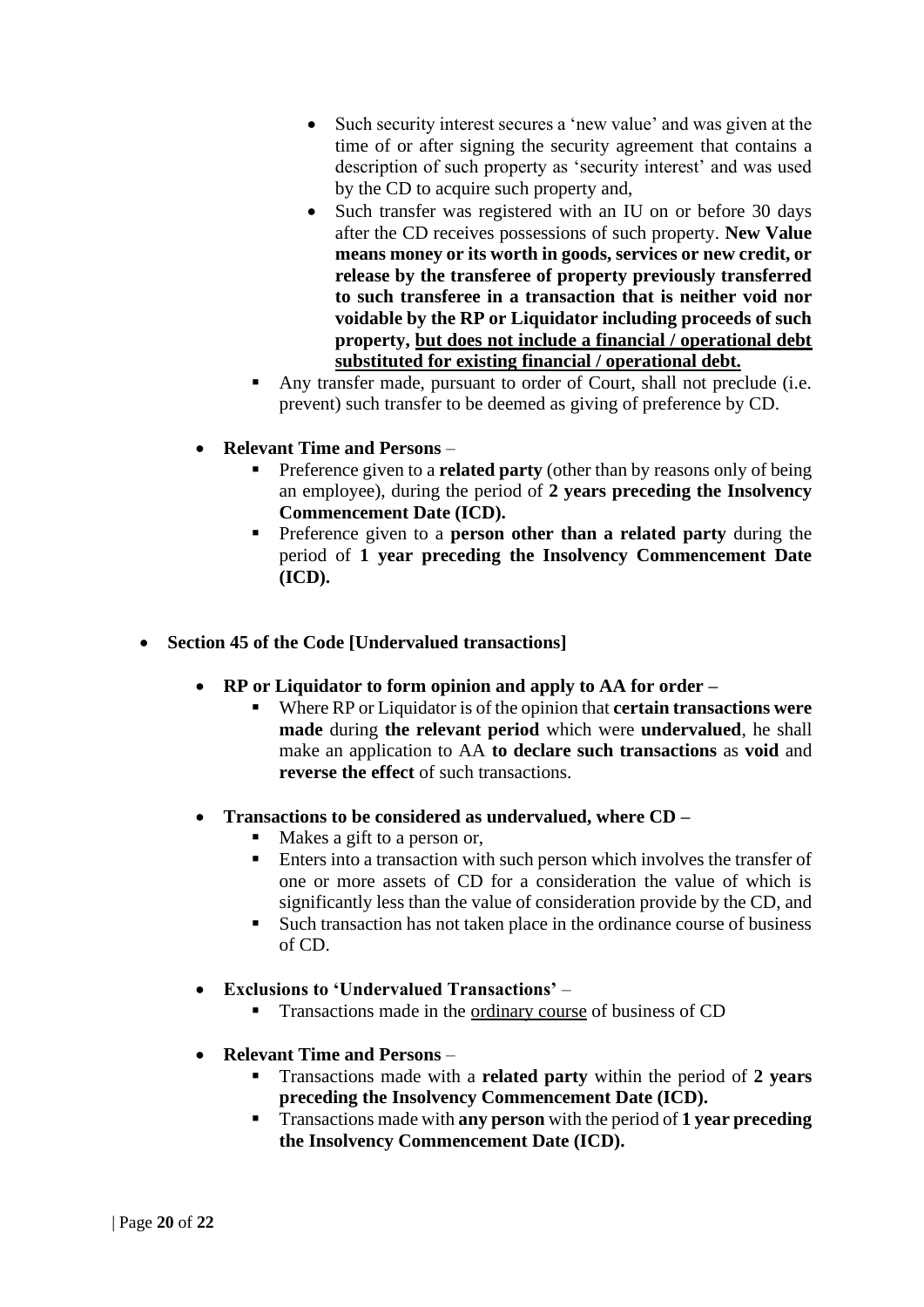- Such security interest secures a 'new value' and was given at the time of or after signing the security agreement that contains a description of such property as 'security interest' and was used by the CD to acquire such property and,
        - Such transfer was registered with an IU on or before 30 days after the CD receives possessions of such property. **New Value means money or its worth in goods, services or new credit, or release by the transferee of property previously transferred to such transferee in a transaction that is neither void nor voidable by the RP or Liquidator including proceeds of such property, <u>but does not include a financial / operational debt substituted for existing financial / operational debt.</u>**
    - Any transfer made, pursuant to order of Court, shall not preclude (i.e. prevent) such transfer to be deemed as giving of preference by CD.

- **Relevant Time and Persons** –
    - Preference given to a **related party** (other than by reasons only of being an employee), during the period of **2 years preceding the Insolvency Commencement Date (ICD).**
    - Preference given to a **person other than a related party** during the period of **1 year preceding the Insolvency Commencement Date (ICD).**

- **Section 45 of the Code [Undervalued transactions]**

    - **RP or Liquidator to form opinion and apply to AA for order –**
        - Where RP or Liquidator is of the opinion that **certain transactions were made** during **the relevant period** which were **undervalued**, he shall make an application to AA **to declare such transactions** as **void** and **reverse the effect** of such transactions.

    - **Transactions to be considered as undervalued, where CD –**
        - Makes a gift to a person or,
        - Enters into a transaction with such person which involves the transfer of one or more assets of CD for a consideration the value of which is significantly less than the value of consideration provide by the CD, and
        - Such transaction has not taken place in the ordinance course of business of CD.

    - **Exclusions to 'Undervalued Transactions'** –
        - Transactions made in the <u>ordinary course</u> of business of CD

    - **Relevant Time and Persons** –
        - Transactions made with a **related party** within the period of **2 years preceding the Insolvency Commencement Date (ICD).**
        - Transactions made with **any person** with the period of **1 year preceding the Insolvency Commencement Date (ICD).**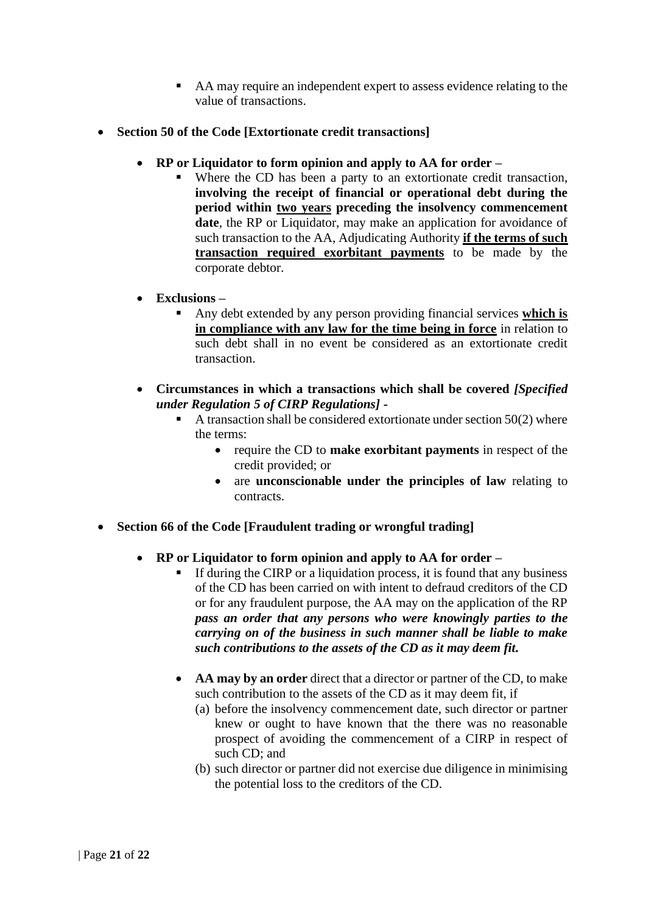- AA may require an independent expert to assess evidence relating to the value of transactions.

- **Section 50 of the Code [Extortionate credit transactions]**

  - **RP or Liquidator to form opinion and apply to AA for order –**
    - Where the CD has been a party to an extortionate credit transaction, **involving the receipt of financial or operational debt during the period within <u>two years</u> preceding the insolvency commencement date**, the RP or Liquidator, may make an application for avoidance of such transaction to the AA, Adjudicating Authority **<u>if the terms of such transaction required exorbitant payments</u>** to be made by the corporate debtor.

  - **Exclusions –**
    - Any debt extended by any person providing financial services **<u>which is in compliance with any law for the time being in force</u>** in relation to such debt shall in no event be considered as an extortionate credit transaction.

  - **Circumstances in which a transactions which shall be covered *[Specified under Regulation 5 of CIRP Regulations]* -**
    - A transaction shall be considered extortionate under section 50(2) where the terms:
      - require the CD to **make exorbitant payments** in respect of the credit provided; or
      - are **unconscionable under the principles of law** relating to contracts.

- **Section 66 of the Code [Fraudulent trading or wrongful trading]**

  - **RP or Liquidator to form opinion and apply to AA for order –**
    - If during the CIRP or a liquidation process, it is found that any business of the CD has been carried on with intent to defraud creditors of the CD or for any fraudulent purpose, the AA may on the application of the RP ***pass an order that any persons who were knowingly parties to the carrying on of the business in such manner shall be liable to make such contributions to the assets of the CD as it may deem fit.***

    - **AA may by an order** direct that a director or partner of the CD, to make such contribution to the assets of the CD as it may deem fit, if
      (a) before the insolvency commencement date, such director or partner knew or ought to have known that the there was no reasonable prospect of avoiding the commencement of a CIRP in respect of such CD; and
      (b) such director or partner did not exercise due diligence in minimising the potential loss to the creditors of the CD.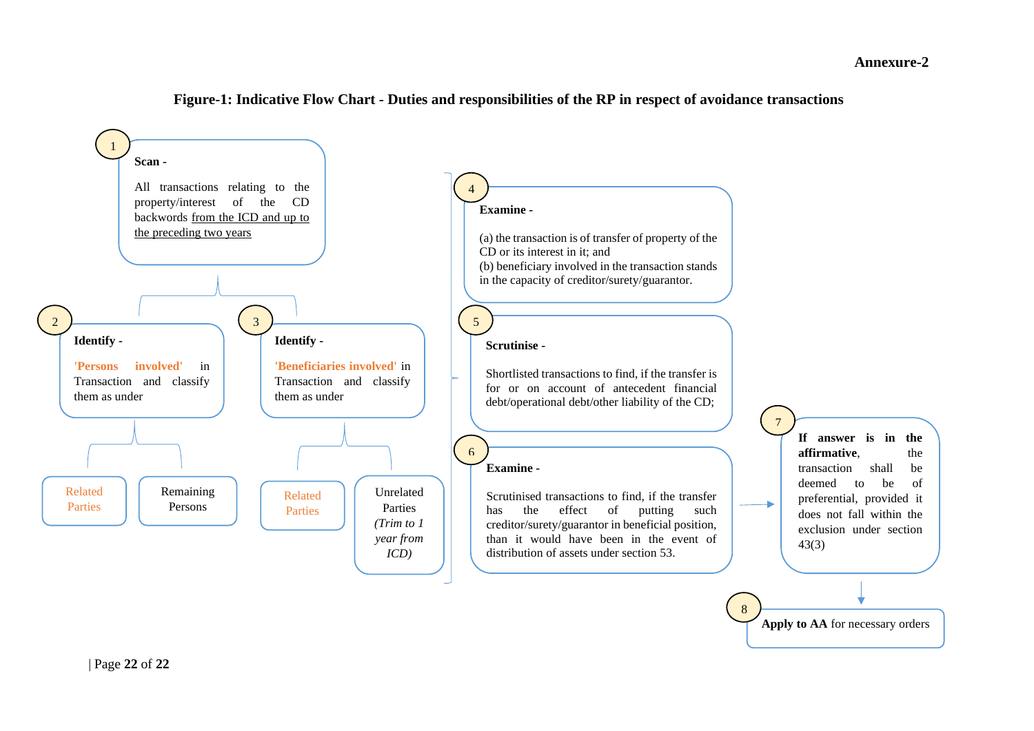Annexure-2

**Figure-1: Indicative Flow Chart - Duties and responsibilities of the RP in respect of avoidance transactions**

1

**Scan -**

All transactions relating to the property/interest of the CD backwords from the ICD and up to the preceding two years

2

**Identify -**

**'Persons involved'** in Transaction and classify them as under

Related Parties

Remaining Persons

3

**Identify -**

**'Beneficiaries involved'** in Transaction and classify them as under

Related Parties

Unrelated Parties *(Trim to 1 year from ICD)*

4

**Examine -**

(a) the transaction is of transfer of property of the CD or its interest in it; and
(b) beneficiary involved in the transaction stands in the capacity of creditor/surety/guarantor.

5

**Scrutinise -**

Shortlisted transactions to find, if the transfer is for or on account of antecedent financial debt/operational debt/other liability of the CD;

6

**Examine -**

Scrutinised transactions to find, if the transfer has the effect of putting such creditor/surety/guarantor in beneficial position, than it would have been in the event of distribution of assets under section 53.

7

**If answer is in the affirmative**, the transaction shall be deemed to be of preferential, provided it does not fall within the exclusion under section 43(3)

8

**Apply to AA** for necessary orders